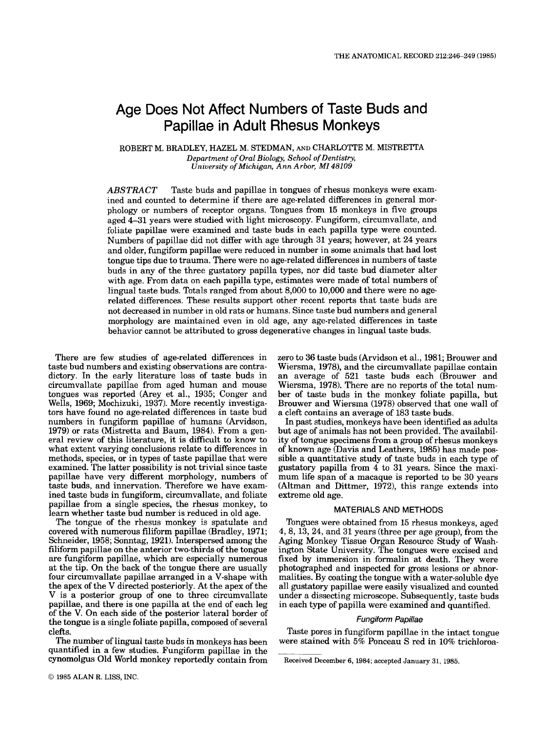# Age Does Not Affect Numbers of Taste Buds and Papillae in Adult Rhesus Monkeys

ROBERT M. BRADLEY, HAZEL M. STEDMAN, AND CHARLOTTE M. MISTRETTA

*Department of Oral Biology, School of Dentistry, University of Michigan, Ann Arbor, MI 48109*

*ABSTRACT* Taste buds and papillae in tongues of rhesus monkeys were examined and counted to determine if there are age-related differences in general morphology or numbers of receptor organs. Tongues from 15 monkeys in five groups aged 4–31 years were studied with light microscopy. Fungiform, circumvallate, and foliate papillae were examined and taste buds in each papilla type were counted. Numbers of papillae did not differ with age through 31 years; however, at 24 years and older, fungiform papillae were reduced in number in some animals that had lost tongue tips due to trauma. There were no age-related differences in numbers of taste buds in any of the three gustatory papilla types, nor did taste bud diameter alter with age. From data on each papilla type, estimates were made of total numbers of lingual taste buds. Totals ranged from about 8,000 to 10,000 and there were no age-related differences. These results support other recent reports that taste buds are not decreased in number in old rats or humans. Since taste bud numbers and general morphology are maintained even in old age, any age-related differences in taste behavior cannot be attributed to gross degenerative changes in lingual taste buds.

There are few studies of age-related differences in taste bud numbers and existing observations are contradictory. In the early literature loss of taste buds in circumvallate papillae from aged human and mouse tongues was reported (Arey et al., 1935; Conger and Wells, 1969; Mochizuki, 1937). More recently investigators have found no age-related differences in taste bud numbers in fungiform papillae of humans (Arvidson, 1979) or rats (Mistretta and Baum, 1984). From a general review of this literature, it is difficult to know to what extent varying conclusions relate to differences in methods, species, or in types of taste papillae that were examined. The latter possibility is not trivial since taste papillae have very different morphology, numbers of taste buds, and innervation. Therefore we have examined taste buds in fungiform, circumvallate, and foliate papillae from a single species, the rhesus monkey, to learn whether taste bud number is reduced in old age.

The tongue of the rhesus monkey is spatulate and covered with numerous filiform papillae (Bradley, 1971; Schneider, 1958; Sonntag, 1921). Interspersed among the filiform papillae on the anterior two-thirds of the tongue are fungiform papillae, which are especially numerous at the tip. On the back of the tongue there are usually four circumvallate papillae arranged in a V-shape with the apex of the V directed posteriorly. At the apex of the V is a posterior group of one to three circumvallate papillae, and there is one papilla at the end of each leg of the V. On each side of the posterior lateral border of the tongue is a single foliate papilla, composed of several clefts.

The number of lingual taste buds in monkeys has been quantified in a few studies. Fungiform papillae in the cynomolgus Old World monkey reportedly contain from zero to 36 taste buds (Arvidson et al., 1981; Brouwer and Wiersma, 1978), and the circumvallate papillae contain an average of 521 taste buds each (Brouwer and Wiersma, 1978). There are no reports of the total number of taste buds in the monkey foliate papilla, but Brouwer and Wiersma (1978) observed that one wall of a cleft contains an average of 183 taste buds.

In past studies, monkeys have been identified as adults but age of animals has not been provided. The availability of tongue specimens from a group of rhesus monkeys of known age (Davis and Leathers, 1985) has made possible a quantitative study of taste buds in each type of gustatory papilla from 4 to 31 years. Since the maximum life span of a macaque is reported to be 30 years (Altman and Dittmer, 1972), this range extends into extreme old age.

## MATERIALS AND METHODS

Tongues were obtained from 15 rhesus monkeys, aged 4, 8, 13, 24, and 31 years (three per age group), from the Aging Monkey Tissue Organ Resource Study of Washington State University. The tongues were excised and fixed by immersion in formalin at death. They were photographed and inspected for gross lesions or abnormalities. By coating the tongue with a water-soluble dye all gustatory papillae were easily visualized and counted under a dissecting microscope. Subsequently, taste buds in each type of papilla were examined and quantified.

### *Fungiform Papillae*

Taste pores in fungiform papillae in the intact tongue were stained with 5% Ponceau S red in 10% trichloroa-

Received December 6, 1984; accepted January 31, 1985.

© 1985 ALAN R. LISS, INC.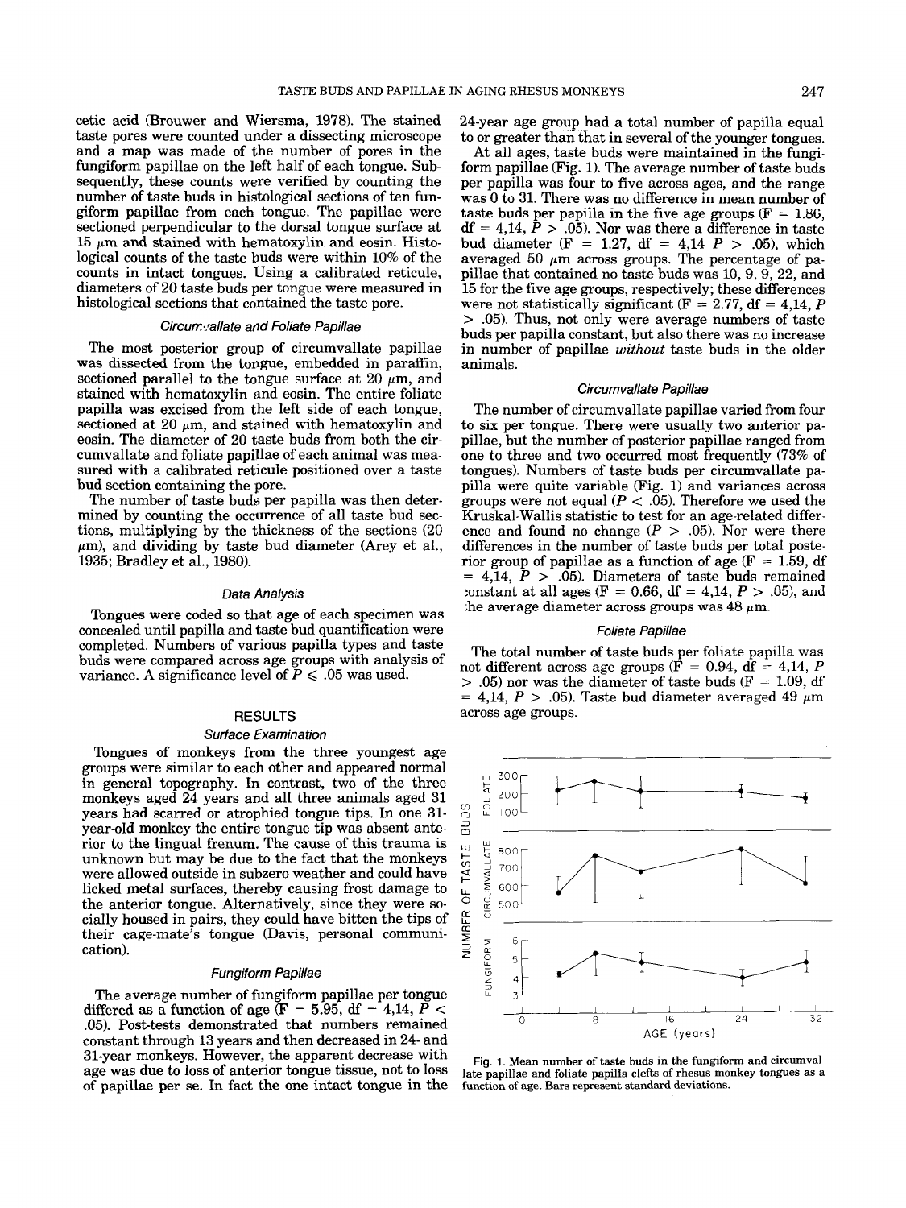cetic acid (Brouwer and Wiersma, 1978). The stained taste pores were counted under a dissecting microscope and a map was made of the number of pores in the fungiform papillae on the left half of each tongue. Subsequently, these counts were verified by counting the number of taste buds in histological sections of ten fungiform papillae from each tongue. The papillae were sectioned perpendicular to the dorsal tongue surface at 15 $\mu$m and stained with hematoxylin and eosin. Histological counts of the taste buds were within 10% of the counts in intact tongues. Using a calibrated reticule, diameters of 20 taste buds per tongue were measured in histological sections that contained the taste pore.

### *Circumvallate and Foliate Papillae*

The most posterior group of circumvallate papillae was dissected from the tongue, embedded in paraffin, sectioned parallel to the tongue surface at 20 $\mu$m, and stained with hematoxylin and eosin. The entire foliate papilla was excised from the left side of each tongue, sectioned at 20 $\mu$m, and stained with hematoxylin and eosin. The diameter of 20 taste buds from both the circumvallate and foliate papillae of each animal was measured with a calibrated reticule positioned over a taste bud section containing the pore.

The number of taste buds per papilla was then determined by counting the occurrence of all taste bud sections, multiplying by the thickness of the sections (20 $\mu$m), and dividing by taste bud diameter (Arey et al., 1935; Bradley et al., 1980).

### *Data Analysis*

Tongues were coded so that age of each specimen was concealed until papilla and taste bud quantification were completed. Numbers of various papilla types and taste buds were compared across age groups with analysis of variance. A significance level of $P \leqslant .05$ was used.

## RESULTS

### *Surface Examination*

Tongues of monkeys from the three youngest age groups were similar to each other and appeared normal in general topography. In contrast, two of the three monkeys aged 24 years and all three animals aged 31 years had scarred or atrophied tongue tips. In one 31-year-old monkey the entire tongue tip was absent anterior to the lingual frenum. The cause of this trauma is unknown but may be due to the fact that the monkeys were allowed outside in subzero weather and could have licked metal surfaces, thereby causing frost damage to the anterior tongue. Alternatively, since they were socially housed in pairs, they could have bitten the tips of their cage-mate's tongue (Davis, personal communication).

### *Fungiform Papillae*

The average number of fungiform papillae per tongue differed as a function of age ($F = 5.95$, df = 4,14, $P < .05$). Post-tests demonstrated that numbers remained constant through 13 years and then decreased in 24- and 31-year monkeys. However, the apparent decrease with age was due to loss of anterior tongue tissue, not to loss of papillae per se. In fact the one intact tongue in the 24-year age group had a total number of papilla equal to or greater than that in several of the younger tongues.

At all ages, taste buds were maintained in the fungiform papillae (Fig. 1). The average number of taste buds per papilla was four to five across ages, and the range was 0 to 31. There was no difference in mean number of taste buds per papilla in the five age groups ($F = 1.86$, df = 4,14, $P > .05$). Nor was there a difference in taste bud diameter ($F = 1.27$, df = 4,14 $P > .05$), which averaged 50 $\mu$m across groups. The percentage of papillae that contained no taste buds was 10, 9, 9, 22, and 15 for the five age groups, respectively; these differences were not statistically significant ($F = 2.77$, df = 4,14, $P > .05$). Thus, not only were average numbers of taste buds per papilla constant, but also there was no increase in number of papillae *without* taste buds in the older animals.

### *Circumvallate Papillae*

The number of circumvallate papillae varied from four to six per tongue. There were usually two anterior papillae, but the number of posterior papillae ranged from one to three and two occurred most frequently (73% of tongues). Numbers of taste buds per circumvallate papilla were quite variable (Fig. 1) and variances across groups were not equal ($P < .05$). Therefore we used the Kruskal-Wallis statistic to test for an age-related difference and found no change ($P > .05$). Nor were there differences in the number of taste buds per total posterior group of papillae as a function of age ($F = 1.59$, df = 4,14, $P > .05$). Diameters of taste buds remained constant at all ages ($F = 0.66$, df = 4,14, $P > .05$), and the average diameter across groups was 48 $\mu$m.

### *Foliate Papillae*

The total number of taste buds per foliate papilla was not different across age groups ($F = 0.94$, df = 4,14, $P > .05$) nor was the diameter of taste buds ($F = 1.09$, df = 4,14, $P > .05$). Taste bud diameter averaged 49 $\mu$m across age groups.

Fig. 1. Mean number of taste buds in the fungiform and circumvallate papillae and foliate papilla clefts of rhesus monkey tongues as a function of age. Bars represent standard deviations.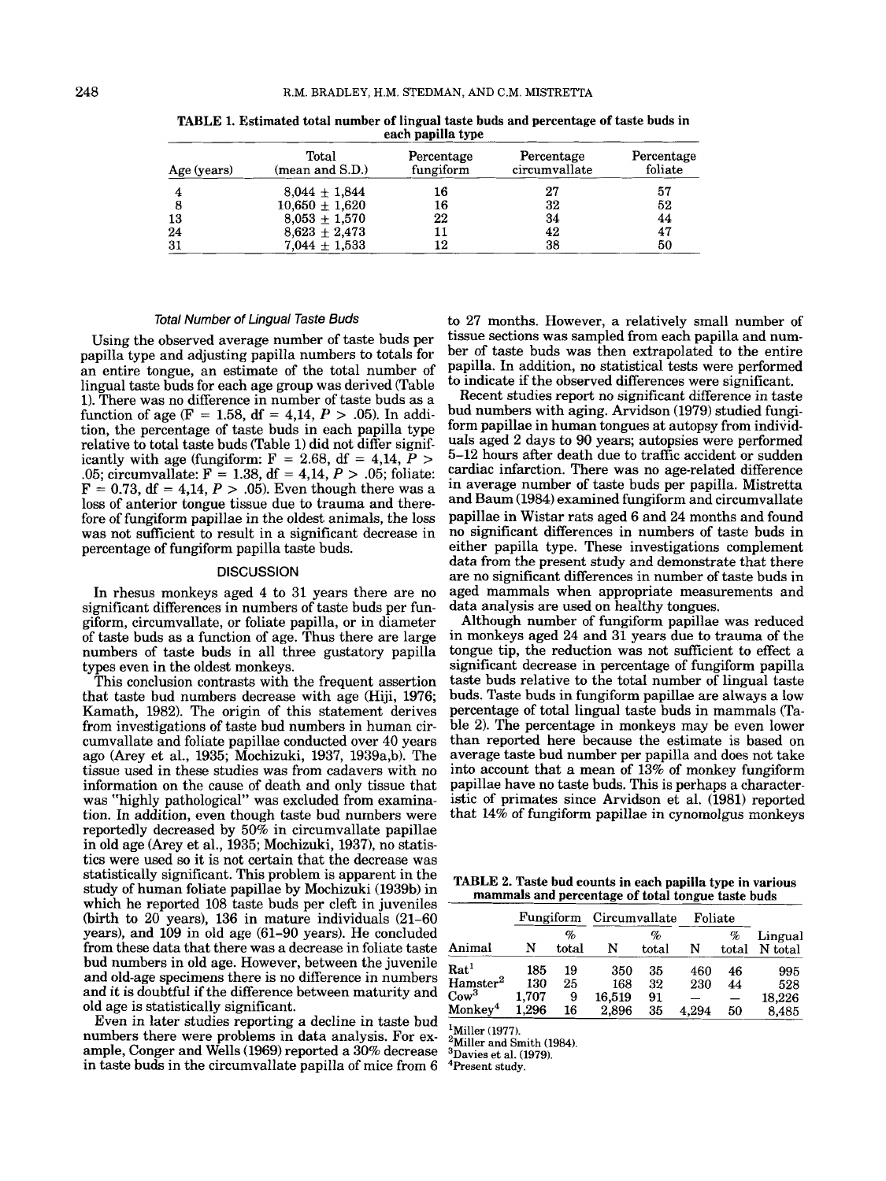TABLE 1. Estimated total number of lingual taste buds and percentage of taste buds in each papilla type

| Age (years) | Total (mean and S.D.) | Percentage fungiform | Percentage circumvallate | Percentage foliate |
|---|---|---|---|---|
| 4 | 8,044 ± 1,844 | 16 | 27 | 57 |
| 8 | 10,650 ± 1,620 | 16 | 32 | 52 |
| 13 | 8,053 ± 1,570 | 22 | 34 | 44 |
| 24 | 8,623 ± 2,473 | 11 | 42 | 47 |
| 31 | 7,044 ± 1,533 | 12 | 38 | 50 |

### *Total Number of Lingual Taste Buds*

Using the observed average number of taste buds per papilla type and adjusting papilla numbers to totals for an entire tongue, an estimate of the total number of lingual taste buds for each age group was derived (Table 1). There was no difference in number of taste buds as a function of age ($F = 1.58$, df = 4,14, $P > .05$). In addition, the percentage of taste buds in each papilla type relative to total taste buds (Table 1) did not differ significantly with age (fungiform: $F = 2.68$, df = 4,14, $P > .05$; circumvallate: $F = 1.38$, df = 4,14, $P > .05$; foliate: $F = 0.73$, df = 4,14, $P > .05$). Even though there was a loss of anterior tongue tissue due to trauma and therefore of fungiform papillae in the oldest animals, the loss was not sufficient to result in a significant decrease in percentage of fungiform papilla taste buds.

## DISCUSSION

In rhesus monkeys aged 4 to 31 years there are no significant differences in numbers of taste buds per fungiform, circumvallate, or foliate papilla, or in diameter of taste buds as a function of age. Thus there are large numbers of taste buds in all three gustatory papilla types even in the oldest monkeys.

This conclusion contrasts with the frequent assertion that taste bud numbers decrease with age (Hiji, 1976; Kamath, 1982). The origin of this statement derives from investigations of taste bud numbers in human circumvallate and foliate papillae conducted over 40 years ago (Arey et al., 1935; Mochizuki, 1937, 1939a,b). The tissue used in these studies was from cadavers with no information on the cause of death and only tissue that was "highly pathological" was excluded from examination. In addition, even though taste bud numbers were reportedly decreased by 50% in circumvallate papillae in old age (Arey et al., 1935; Mochizuki, 1937), no statistics were used so it is not certain that the decrease was statistically significant. This problem is apparent in the study of human foliate papillae by Mochizuki (1939b) in which he reported 108 taste buds per cleft in juveniles (birth to 20 years), 136 in mature individuals (21–60 years), and 109 in old age (61–90 years). He concluded from these data that there was a decrease in foliate taste bud numbers in old age. However, between the juvenile and old-age specimens there is no difference in numbers and it is doubtful if the difference between maturity and old age is statistically significant.

Even in later studies reporting a decline in taste bud numbers there were problems in data analysis. For example, Conger and Wells (1969) reported a 30% decrease in taste buds in the circumvallate papilla of mice from 6 to 27 months. However, a relatively small number of tissue sections was sampled from each papilla and number of taste buds was then extrapolated to the entire papilla. In addition, no statistical tests were performed to indicate if the observed differences were significant.

Recent studies report no significant difference in taste bud numbers with aging. Arvidson (1979) studied fungiform papillae in human tongues at autopsy from individuals aged 2 days to 90 years; autopsies were performed 5–12 hours after death due to traffic accident or sudden cardiac infarction. There was no age-related difference in average number of taste buds per papilla. Mistretta and Baum (1984) examined fungiform and circumvallate papillae in Wistar rats aged 6 and 24 months and found no significant differences in numbers of taste buds in either papilla type. These investigations complement data from the present study and demonstrate that there are no significant differences in number of taste buds in aged mammals when appropriate measurements and data analysis are used on healthy tongues.

Although number of fungiform papillae was reduced in monkeys aged 24 and 31 years due to trauma of the tongue tip, the reduction was not sufficient to effect a significant decrease in percentage of fungiform papilla taste buds relative to the total number of lingual taste buds. Taste buds in fungiform papillae are always a low percentage of total lingual taste buds in mammals (Table 2). The percentage in monkeys may be even lower than reported here because the estimate is based on average taste bud number per papilla and does not take into account that a mean of 13% of monkey fungiform papillae have no taste buds. This is perhaps a characteristic of primates since Arvidson et al. (1981) reported that 14% of fungiform papillae in cynomolgus monkeys

TABLE 2. Taste bud counts in each papilla type in various mammals and percentage of total tongue taste buds

| | Fungiform | | Circumvallate | | Foliate | | |
|---|---|---|---|---|---|---|---|
| Animal | N | % total | N | % total | N | % total | Lingual N total |
| Rat[1] | 185 | 19 | 350 | 35 | 460 | 46 | 995 |
| Hamster[2] | 130 | 25 | 168 | 32 | 230 | 44 | 528 |
| Cow[3] | 1,707 | 9 | 16,519 | 91 | — | — | 18,226 |
| Monkey[4] | 1,296 | 16 | 2,896 | 35 | 4,294 | 50 | 8,485 |

[1]Miller (1977).
[2]Miller and Smith (1984).
[3]Davies et al. (1979).
[4]Present study.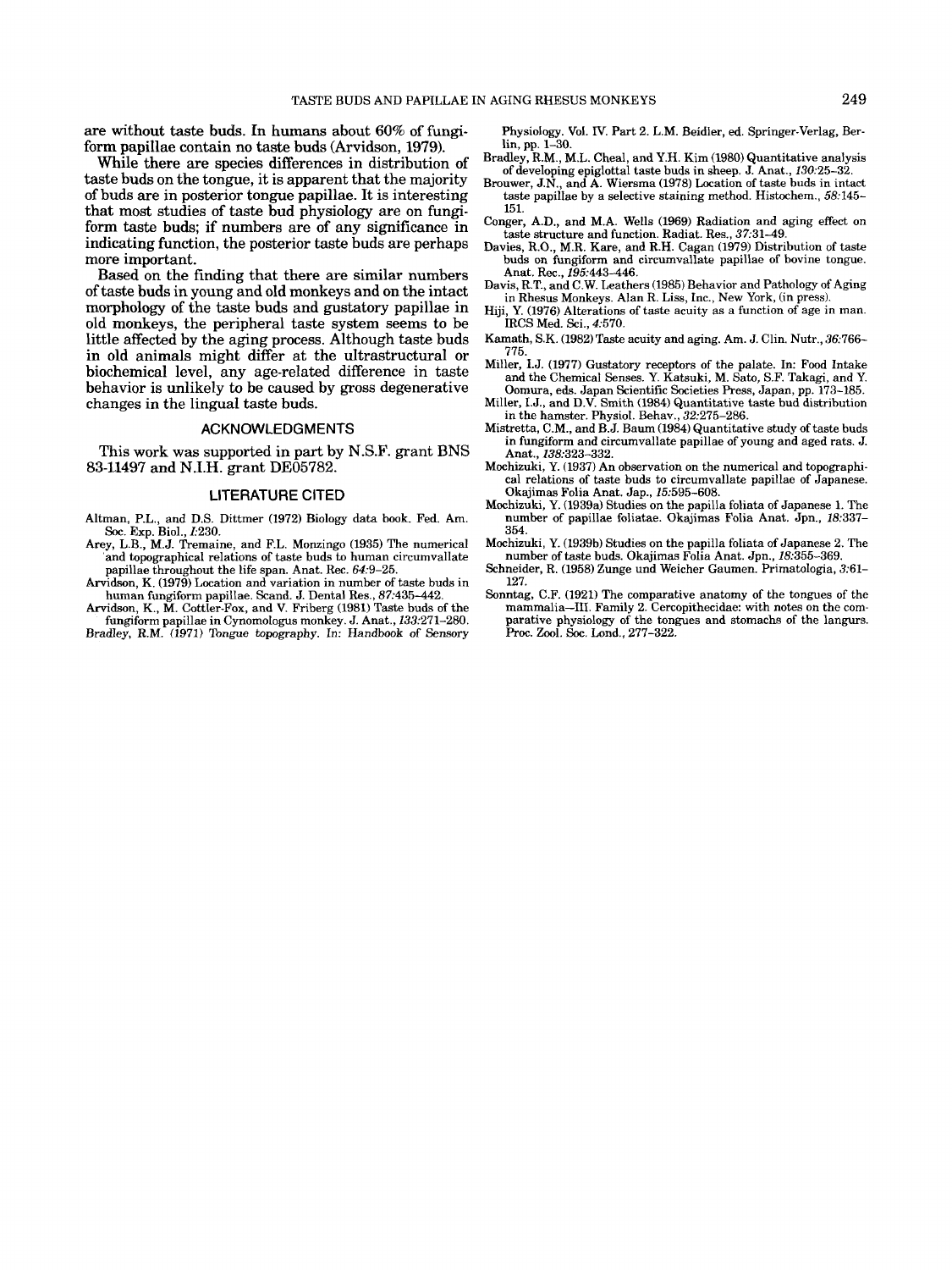are without taste buds. In humans about 60% of fungiform papillae contain no taste buds (Arvidson, 1979).

While there are species differences in distribution of taste buds on the tongue, it is apparent that the majority of buds are in posterior tongue papillae. It is interesting that most studies of taste bud physiology are on fungiform taste buds; if numbers are of any significance in indicating function, the posterior taste buds are perhaps more important.

Based on the finding that there are similar numbers of taste buds in young and old monkeys and on the intact morphology of the taste buds and gustatory papillae in old monkeys, the peripheral taste system seems to be little affected by the aging process. Although taste buds in old animals might differ at the ultrastructural or biochemical level, any age-related difference in taste behavior is unlikely to be caused by gross degenerative changes in the lingual taste buds.

## ACKNOWLEDGMENTS

This work was supported in part by N.S.F. grant BNS 83-11497 and N.I.H. grant DE05782.

## LITERATURE CITED

Altman, P.L., and D.S. Dittmer (1972) Biology data book. Fed. Am. Soc. Exp. Biol., *1*:230.

Arey, L.B., M.J. Tremaine, and F.L. Monzingo (1935) The numerical and topographical relations of taste buds to human circumvallate papillae throughout the life span. Anat. Rec. *64*:9–25.

Arvidson, K. (1979) Location and variation in number of taste buds in human fungiform papillae. Scand. J. Dental Res., *87*:435–442.

Arvidson, K., M. Cottler-Fox, and V. Friberg (1981) Taste buds of the fungiform papillae in Cynomologus monkey. J. Anat., *133*:271–280.

Bradley, R.M. (1971) Tongue topography. In: Handbook of Sensory Physiology. Vol. IV. Part 2. L.M. Beidler, ed. Springer-Verlag, Berlin, pp. 1–30.

Bradley, R.M., M.L. Cheal, and Y.H. Kim (1980) Quantitative analysis of developing epiglottal taste buds in sheep. J. Anat., *130*:25–32.

Brouwer, J.N., and A. Wiersma (1978) Location of taste buds in intact taste papillae by a selective staining method. Histochem., *58*:145–151.

Conger, A.D., and M.A. Wells (1969) Radiation and aging effect on taste structure and function. Radiat. Res., *37*:31–49.

Davies, R.O., M.R. Kare, and R.H. Cagan (1979) Distribution of taste buds on fungiform and circumvallate papillae of bovine tongue. Anat. Rec., *195*:443–446.

Davis, R.T., and C.W. Leathers (1985) Behavior and Pathology of Aging in Rhesus Monkeys. Alan R. Liss, Inc., New York, (in press).

Hiji, Y. (1976) Alterations of taste acuity as a function of age in man. IRCS Med. Sci., *4*:570.

Kamath, S.K. (1982) Taste acuity and aging. Am. J. Clin. Nutr., *36*:766–775.

Miller, I.J. (1977) Gustatory receptors of the palate. In: Food Intake and the Chemical Senses. Y. Katsuki, M. Sato, S.F. Takagi, and Y. Oomura, eds. Japan Scientific Societies Press, Japan, pp. 173–185.

Miller, I.J., and D.V. Smith (1984) Quantitative taste bud distribution in the hamster. Physiol. Behav., *32*:275–286.

Mistretta, C.M., and B.J. Baum (1984) Quantitative study of taste buds in fungiform and circumvallate papillae of young and aged rats. J. Anat., *138*:323–332.

Mochizuki, Y. (1937) An observation on the numerical and topographical relations of taste buds to circumvallate papillae of Japanese. Okajimas Folia Anat. Jap., *15*:595–608.

Mochizuki, Y. (1939a) Studies on the papilla foliata of Japanese 1. The number of papillae foliatae. Okajimas Folia Anat. Jpn., *18*:337–354.

Mochizuki, Y. (1939b) Studies on the papilla foliata of Japanese 2. The number of taste buds. Okajimas Folia Anat. Jpn., *18*:355–369.

Schneider, R. (1958) Zunge und Weicher Gaumen. Primatologia, *3*:61–127.

Sonntag, C.F. (1921) The comparative anatomy of the tongues of the mammalia—III. Family 2. Cercopithecidae: with notes on the comparative physiology of the tongues and stomachs of the langurs. Proc. Zool. Soc. Lond., 277–322.